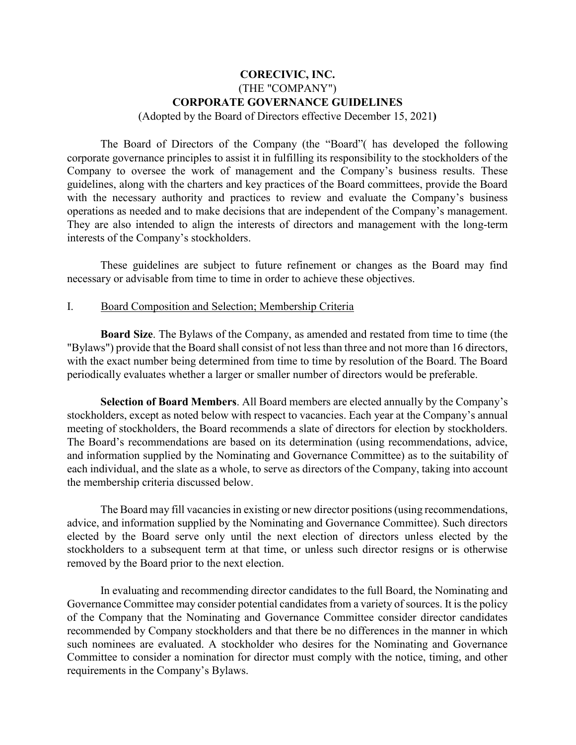**CORECIVIC, INC.**
(THE "COMPANY")
**CORPORATE GOVERNANCE GUIDELINES**
(Adopted by the Board of Directors effective December 15, 2021**)**

The Board of Directors of the Company (the "Board"( has developed the following corporate governance principles to assist it in fulfilling its responsibility to the stockholders of the Company to oversee the work of management and the Company's business results. These guidelines, along with the charters and key practices of the Board committees, provide the Board with the necessary authority and practices to review and evaluate the Company's business operations as needed and to make decisions that are independent of the Company's management. They are also intended to align the interests of directors and management with the long-term interests of the Company's stockholders.

These guidelines are subject to future refinement or changes as the Board may find necessary or advisable from time to time in order to achieve these objectives.

## I. Board Composition and Selection; Membership Criteria

**Board Size**. The Bylaws of the Company, as amended and restated from time to time (the "Bylaws") provide that the Board shall consist of not less than three and not more than 16 directors, with the exact number being determined from time to time by resolution of the Board. The Board periodically evaluates whether a larger or smaller number of directors would be preferable.

**Selection of Board Members**. All Board members are elected annually by the Company's stockholders, except as noted below with respect to vacancies. Each year at the Company's annual meeting of stockholders, the Board recommends a slate of directors for election by stockholders. The Board's recommendations are based on its determination (using recommendations, advice, and information supplied by the Nominating and Governance Committee) as to the suitability of each individual, and the slate as a whole, to serve as directors of the Company, taking into account the membership criteria discussed below.

The Board may fill vacancies in existing or new director positions (using recommendations, advice, and information supplied by the Nominating and Governance Committee). Such directors elected by the Board serve only until the next election of directors unless elected by the stockholders to a subsequent term at that time, or unless such director resigns or is otherwise removed by the Board prior to the next election.

In evaluating and recommending director candidates to the full Board, the Nominating and Governance Committee may consider potential candidates from a variety of sources. It is the policy of the Company that the Nominating and Governance Committee consider director candidates recommended by Company stockholders and that there be no differences in the manner in which such nominees are evaluated. A stockholder who desires for the Nominating and Governance Committee to consider a nomination for director must comply with the notice, timing, and other requirements in the Company's Bylaws.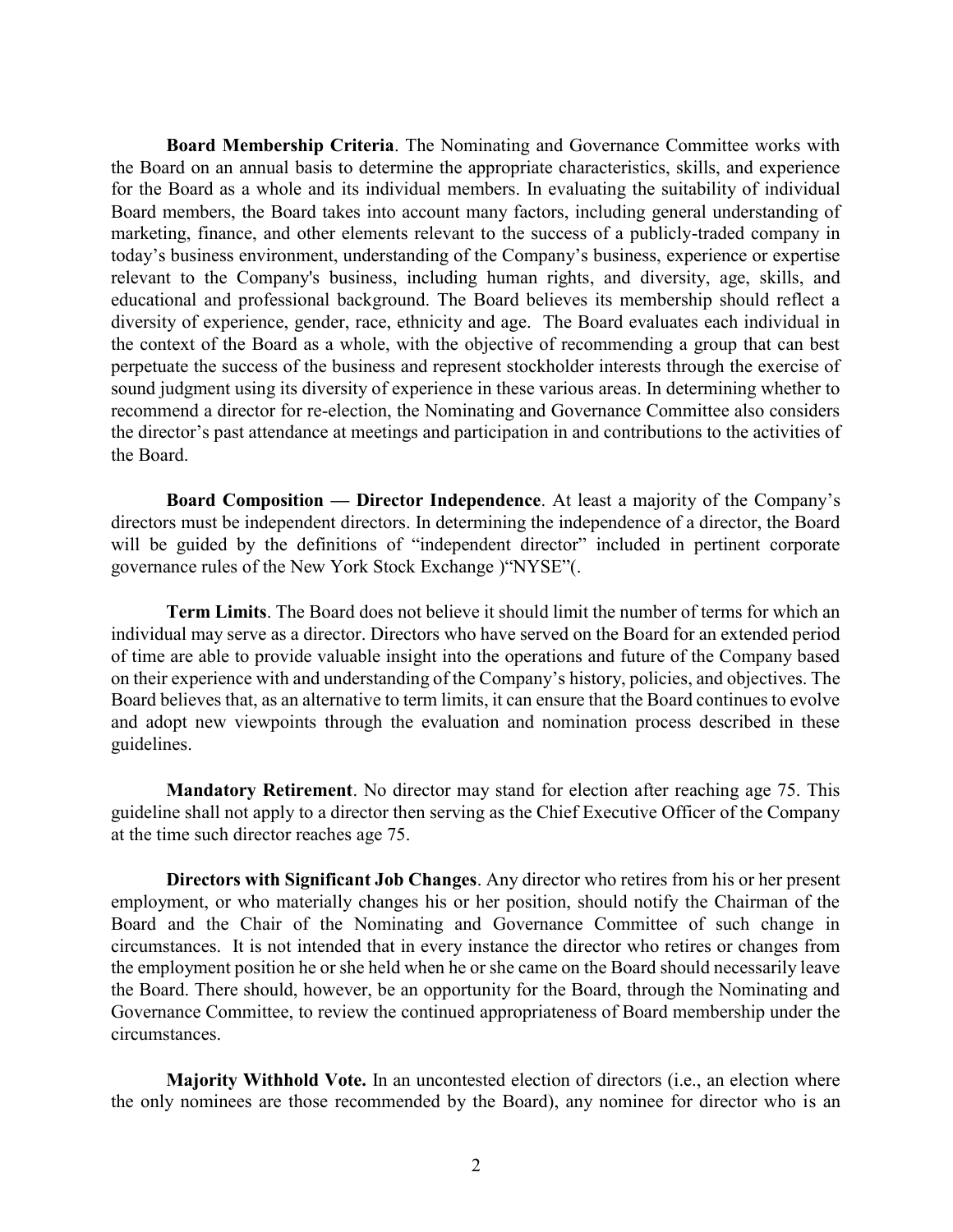**Board Membership Criteria**. The Nominating and Governance Committee works with the Board on an annual basis to determine the appropriate characteristics, skills, and experience for the Board as a whole and its individual members. In evaluating the suitability of individual Board members, the Board takes into account many factors, including general understanding of marketing, finance, and other elements relevant to the success of a publicly-traded company in today's business environment, understanding of the Company's business, experience or expertise relevant to the Company's business, including human rights, and diversity, age, skills, and educational and professional background. The Board believes its membership should reflect a diversity of experience, gender, race, ethnicity and age. The Board evaluates each individual in the context of the Board as a whole, with the objective of recommending a group that can best perpetuate the success of the business and represent stockholder interests through the exercise of sound judgment using its diversity of experience in these various areas. In determining whether to recommend a director for re-election, the Nominating and Governance Committee also considers the director's past attendance at meetings and participation in and contributions to the activities of the Board.

**Board Composition — Director Independence**. At least a majority of the Company's directors must be independent directors. In determining the independence of a director, the Board will be guided by the definitions of "independent director" included in pertinent corporate governance rules of the New York Stock Exchange )"NYSE"(.

**Term Limits**. The Board does not believe it should limit the number of terms for which an individual may serve as a director. Directors who have served on the Board for an extended period of time are able to provide valuable insight into the operations and future of the Company based on their experience with and understanding of the Company's history, policies, and objectives. The Board believes that, as an alternative to term limits, it can ensure that the Board continues to evolve and adopt new viewpoints through the evaluation and nomination process described in these guidelines.

**Mandatory Retirement**. No director may stand for election after reaching age 75. This guideline shall not apply to a director then serving as the Chief Executive Officer of the Company at the time such director reaches age 75.

**Directors with Significant Job Changes**. Any director who retires from his or her present employment, or who materially changes his or her position, should notify the Chairman of the Board and the Chair of the Nominating and Governance Committee of such change in circumstances. It is not intended that in every instance the director who retires or changes from the employment position he or she held when he or she came on the Board should necessarily leave the Board. There should, however, be an opportunity for the Board, through the Nominating and Governance Committee, to review the continued appropriateness of Board membership under the circumstances.

**Majority Withhold Vote.** In an uncontested election of directors (i.e., an election where the only nominees are those recommended by the Board), any nominee for director who is an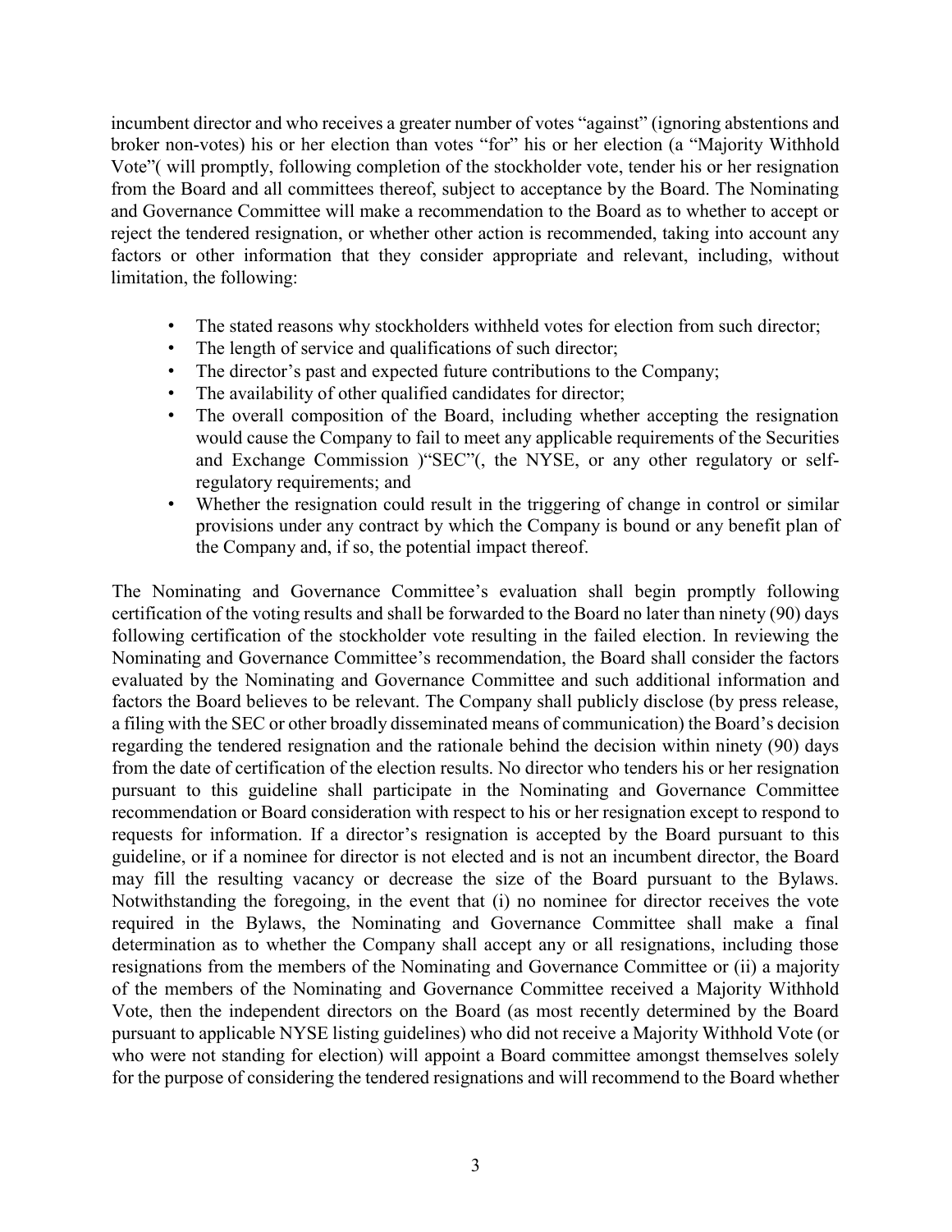incumbent director and who receives a greater number of votes "against" (ignoring abstentions and broker non-votes) his or her election than votes "for" his or her election (a "Majority Withhold Vote"( will promptly, following completion of the stockholder vote, tender his or her resignation from the Board and all committees thereof, subject to acceptance by the Board. The Nominating and Governance Committee will make a recommendation to the Board as to whether to accept or reject the tendered resignation, or whether other action is recommended, taking into account any factors or other information that they consider appropriate and relevant, including, without limitation, the following:

- The stated reasons why stockholders withheld votes for election from such director;
- The length of service and qualifications of such director;
- The director's past and expected future contributions to the Company;
- The availability of other qualified candidates for director;
- The overall composition of the Board, including whether accepting the resignation would cause the Company to fail to meet any applicable requirements of the Securities and Exchange Commission )"SEC"(, the NYSE, or any other regulatory or self-regulatory requirements; and
- Whether the resignation could result in the triggering of change in control or similar provisions under any contract by which the Company is bound or any benefit plan of the Company and, if so, the potential impact thereof.

The Nominating and Governance Committee's evaluation shall begin promptly following certification of the voting results and shall be forwarded to the Board no later than ninety (90) days following certification of the stockholder vote resulting in the failed election. In reviewing the Nominating and Governance Committee's recommendation, the Board shall consider the factors evaluated by the Nominating and Governance Committee and such additional information and factors the Board believes to be relevant. The Company shall publicly disclose (by press release, a filing with the SEC or other broadly disseminated means of communication) the Board's decision regarding the tendered resignation and the rationale behind the decision within ninety (90) days from the date of certification of the election results. No director who tenders his or her resignation pursuant to this guideline shall participate in the Nominating and Governance Committee recommendation or Board consideration with respect to his or her resignation except to respond to requests for information. If a director's resignation is accepted by the Board pursuant to this guideline, or if a nominee for director is not elected and is not an incumbent director, the Board may fill the resulting vacancy or decrease the size of the Board pursuant to the Bylaws. Notwithstanding the foregoing, in the event that (i) no nominee for director receives the vote required in the Bylaws, the Nominating and Governance Committee shall make a final determination as to whether the Company shall accept any or all resignations, including those resignations from the members of the Nominating and Governance Committee or (ii) a majority of the members of the Nominating and Governance Committee received a Majority Withhold Vote, then the independent directors on the Board (as most recently determined by the Board pursuant to applicable NYSE listing guidelines) who did not receive a Majority Withhold Vote (or who were not standing for election) will appoint a Board committee amongst themselves solely for the purpose of considering the tendered resignations and will recommend to the Board whether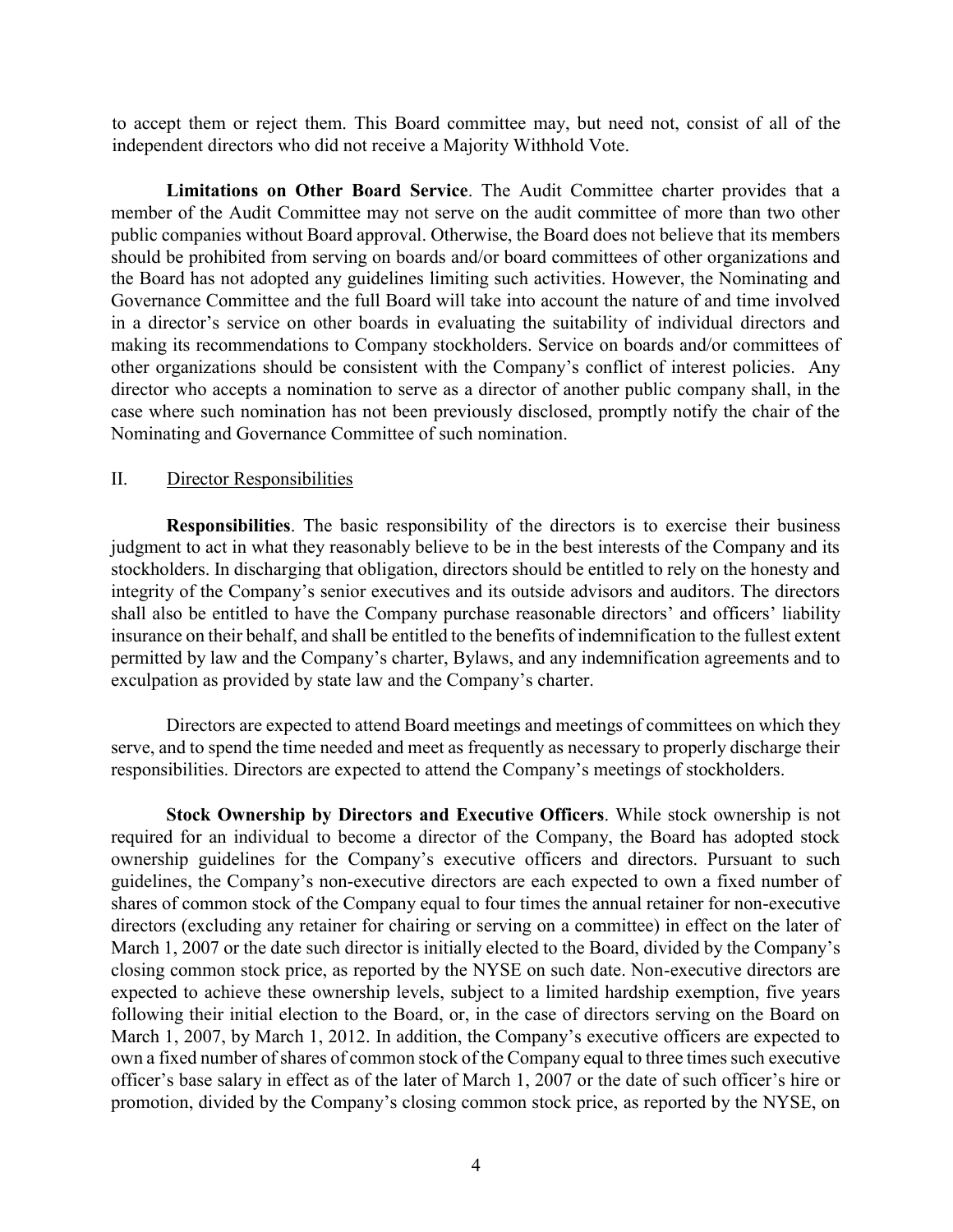to accept them or reject them. This Board committee may, but need not, consist of all of the independent directors who did not receive a Majority Withhold Vote.

**Limitations on Other Board Service**. The Audit Committee charter provides that a member of the Audit Committee may not serve on the audit committee of more than two other public companies without Board approval. Otherwise, the Board does not believe that its members should be prohibited from serving on boards and/or board committees of other organizations and the Board has not adopted any guidelines limiting such activities. However, the Nominating and Governance Committee and the full Board will take into account the nature of and time involved in a director's service on other boards in evaluating the suitability of individual directors and making its recommendations to Company stockholders. Service on boards and/or committees of other organizations should be consistent with the Company's conflict of interest policies. Any director who accepts a nomination to serve as a director of another public company shall, in the case where such nomination has not been previously disclosed, promptly notify the chair of the Nominating and Governance Committee of such nomination.

## II. Director Responsibilities

**Responsibilities**. The basic responsibility of the directors is to exercise their business judgment to act in what they reasonably believe to be in the best interests of the Company and its stockholders. In discharging that obligation, directors should be entitled to rely on the honesty and integrity of the Company's senior executives and its outside advisors and auditors. The directors shall also be entitled to have the Company purchase reasonable directors' and officers' liability insurance on their behalf, and shall be entitled to the benefits of indemnification to the fullest extent permitted by law and the Company's charter, Bylaws, and any indemnification agreements and to exculpation as provided by state law and the Company's charter.

Directors are expected to attend Board meetings and meetings of committees on which they serve, and to spend the time needed and meet as frequently as necessary to properly discharge their responsibilities. Directors are expected to attend the Company's meetings of stockholders.

**Stock Ownership by Directors and Executive Officers**. While stock ownership is not required for an individual to become a director of the Company, the Board has adopted stock ownership guidelines for the Company's executive officers and directors. Pursuant to such guidelines, the Company's non-executive directors are each expected to own a fixed number of shares of common stock of the Company equal to four times the annual retainer for non-executive directors (excluding any retainer for chairing or serving on a committee) in effect on the later of March 1, 2007 or the date such director is initially elected to the Board, divided by the Company's closing common stock price, as reported by the NYSE on such date. Non-executive directors are expected to achieve these ownership levels, subject to a limited hardship exemption, five years following their initial election to the Board, or, in the case of directors serving on the Board on March 1, 2007, by March 1, 2012. In addition, the Company's executive officers are expected to own a fixed number of shares of common stock of the Company equal to three times such executive officer's base salary in effect as of the later of March 1, 2007 or the date of such officer's hire or promotion, divided by the Company's closing common stock price, as reported by the NYSE, on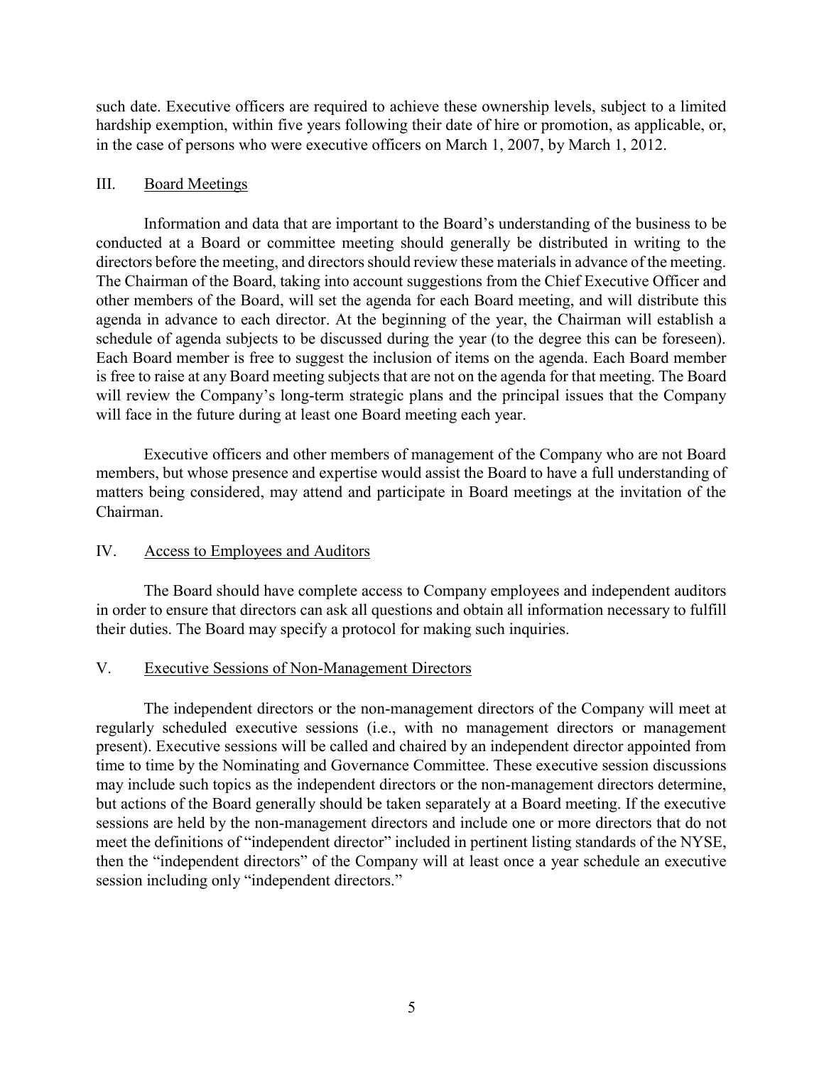such date. Executive officers are required to achieve these ownership levels, subject to a limited hardship exemption, within five years following their date of hire or promotion, as applicable, or, in the case of persons who were executive officers on March 1, 2007, by March 1, 2012.

## III. Board Meetings

Information and data that are important to the Board's understanding of the business to be conducted at a Board or committee meeting should generally be distributed in writing to the directors before the meeting, and directors should review these materials in advance of the meeting. The Chairman of the Board, taking into account suggestions from the Chief Executive Officer and other members of the Board, will set the agenda for each Board meeting, and will distribute this agenda in advance to each director. At the beginning of the year, the Chairman will establish a schedule of agenda subjects to be discussed during the year (to the degree this can be foreseen). Each Board member is free to suggest the inclusion of items on the agenda. Each Board member is free to raise at any Board meeting subjects that are not on the agenda for that meeting. The Board will review the Company's long-term strategic plans and the principal issues that the Company will face in the future during at least one Board meeting each year.

Executive officers and other members of management of the Company who are not Board members, but whose presence and expertise would assist the Board to have a full understanding of matters being considered, may attend and participate in Board meetings at the invitation of the Chairman.

## IV. Access to Employees and Auditors

The Board should have complete access to Company employees and independent auditors in order to ensure that directors can ask all questions and obtain all information necessary to fulfill their duties. The Board may specify a protocol for making such inquiries.

## V. Executive Sessions of Non-Management Directors

The independent directors or the non-management directors of the Company will meet at regularly scheduled executive sessions (i.e., with no management directors or management present). Executive sessions will be called and chaired by an independent director appointed from time to time by the Nominating and Governance Committee. These executive session discussions may include such topics as the independent directors or the non-management directors determine, but actions of the Board generally should be taken separately at a Board meeting. If the executive sessions are held by the non-management directors and include one or more directors that do not meet the definitions of "independent director" included in pertinent listing standards of the NYSE, then the "independent directors" of the Company will at least once a year schedule an executive session including only "independent directors."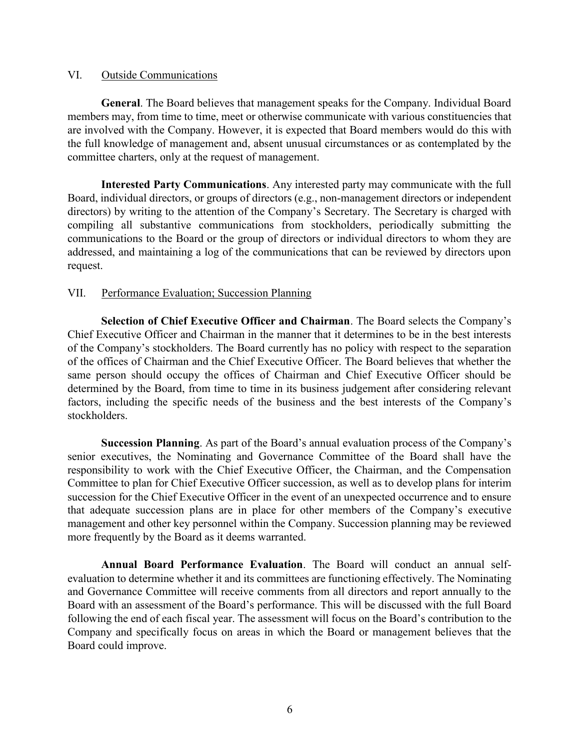## VI. Outside Communications

**General**. The Board believes that management speaks for the Company. Individual Board members may, from time to time, meet or otherwise communicate with various constituencies that are involved with the Company. However, it is expected that Board members would do this with the full knowledge of management and, absent unusual circumstances or as contemplated by the committee charters, only at the request of management.

**Interested Party Communications**. Any interested party may communicate with the full Board, individual directors, or groups of directors (e.g., non-management directors or independent directors) by writing to the attention of the Company's Secretary. The Secretary is charged with compiling all substantive communications from stockholders, periodically submitting the communications to the Board or the group of directors or individual directors to whom they are addressed, and maintaining a log of the communications that can be reviewed by directors upon request.

## VII. Performance Evaluation; Succession Planning

**Selection of Chief Executive Officer and Chairman**. The Board selects the Company's Chief Executive Officer and Chairman in the manner that it determines to be in the best interests of the Company's stockholders. The Board currently has no policy with respect to the separation of the offices of Chairman and the Chief Executive Officer. The Board believes that whether the same person should occupy the offices of Chairman and Chief Executive Officer should be determined by the Board, from time to time in its business judgement after considering relevant factors, including the specific needs of the business and the best interests of the Company's stockholders.

**Succession Planning**. As part of the Board's annual evaluation process of the Company's senior executives, the Nominating and Governance Committee of the Board shall have the responsibility to work with the Chief Executive Officer, the Chairman, and the Compensation Committee to plan for Chief Executive Officer succession, as well as to develop plans for interim succession for the Chief Executive Officer in the event of an unexpected occurrence and to ensure that adequate succession plans are in place for other members of the Company's executive management and other key personnel within the Company. Succession planning may be reviewed more frequently by the Board as it deems warranted.

**Annual Board Performance Evaluation**. The Board will conduct an annual self-evaluation to determine whether it and its committees are functioning effectively. The Nominating and Governance Committee will receive comments from all directors and report annually to the Board with an assessment of the Board's performance. This will be discussed with the full Board following the end of each fiscal year. The assessment will focus on the Board's contribution to the Company and specifically focus on areas in which the Board or management believes that the Board could improve.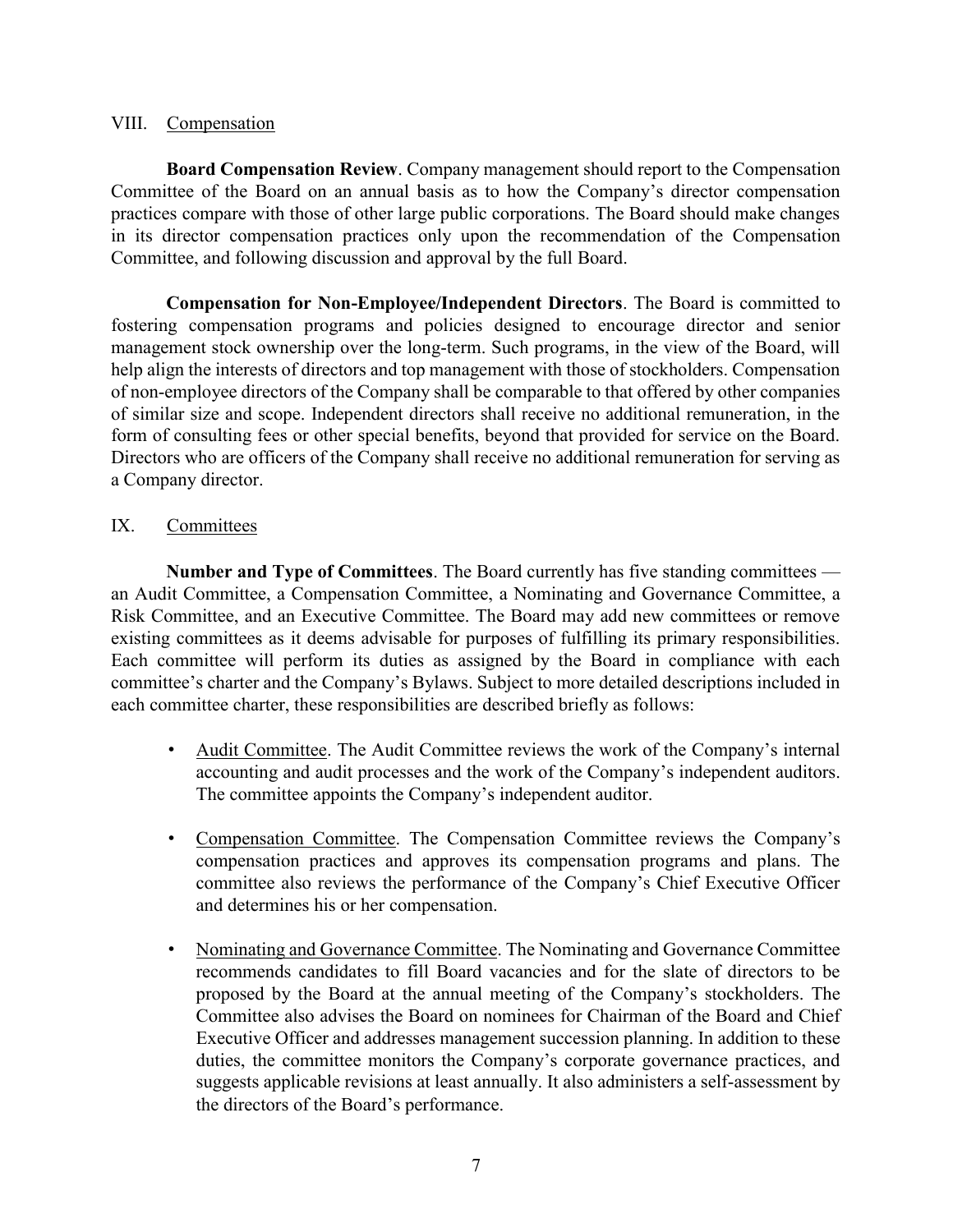## VIII. Compensation

**Board Compensation Review**. Company management should report to the Compensation Committee of the Board on an annual basis as to how the Company's director compensation practices compare with those of other large public corporations. The Board should make changes in its director compensation practices only upon the recommendation of the Compensation Committee, and following discussion and approval by the full Board.

**Compensation for Non-Employee/Independent Directors**. The Board is committed to fostering compensation programs and policies designed to encourage director and senior management stock ownership over the long-term. Such programs, in the view of the Board, will help align the interests of directors and top management with those of stockholders. Compensation of non-employee directors of the Company shall be comparable to that offered by other companies of similar size and scope. Independent directors shall receive no additional remuneration, in the form of consulting fees or other special benefits, beyond that provided for service on the Board. Directors who are officers of the Company shall receive no additional remuneration for serving as a Company director.

## IX. Committees

**Number and Type of Committees**. The Board currently has five standing committees — an Audit Committee, a Compensation Committee, a Nominating and Governance Committee, a Risk Committee, and an Executive Committee. The Board may add new committees or remove existing committees as it deems advisable for purposes of fulfilling its primary responsibilities. Each committee will perform its duties as assigned by the Board in compliance with each committee's charter and the Company's Bylaws. Subject to more detailed descriptions included in each committee charter, these responsibilities are described briefly as follows:

- Audit Committee. The Audit Committee reviews the work of the Company's internal accounting and audit processes and the work of the Company's independent auditors. The committee appoints the Company's independent auditor.
- Compensation Committee. The Compensation Committee reviews the Company's compensation practices and approves its compensation programs and plans. The committee also reviews the performance of the Company's Chief Executive Officer and determines his or her compensation.
- Nominating and Governance Committee. The Nominating and Governance Committee recommends candidates to fill Board vacancies and for the slate of directors to be proposed by the Board at the annual meeting of the Company's stockholders. The Committee also advises the Board on nominees for Chairman of the Board and Chief Executive Officer and addresses management succession planning. In addition to these duties, the committee monitors the Company's corporate governance practices, and suggests applicable revisions at least annually. It also administers a self-assessment by the directors of the Board's performance.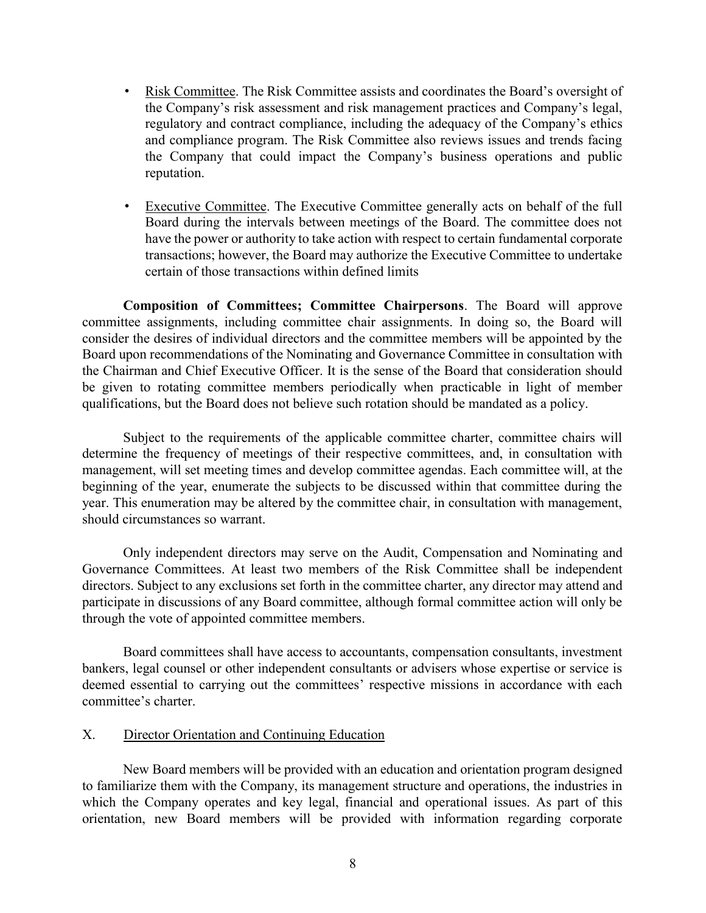- Risk Committee. The Risk Committee assists and coordinates the Board's oversight of the Company's risk assessment and risk management practices and Company's legal, regulatory and contract compliance, including the adequacy of the Company's ethics and compliance program. The Risk Committee also reviews issues and trends facing the Company that could impact the Company's business operations and public reputation.

- Executive Committee. The Executive Committee generally acts on behalf of the full Board during the intervals between meetings of the Board. The committee does not have the power or authority to take action with respect to certain fundamental corporate transactions; however, the Board may authorize the Executive Committee to undertake certain of those transactions within defined limits

**Composition of Committees; Committee Chairpersons**. The Board will approve committee assignments, including committee chair assignments. In doing so, the Board will consider the desires of individual directors and the committee members will be appointed by the Board upon recommendations of the Nominating and Governance Committee in consultation with the Chairman and Chief Executive Officer. It is the sense of the Board that consideration should be given to rotating committee members periodically when practicable in light of member qualifications, but the Board does not believe such rotation should be mandated as a policy.

Subject to the requirements of the applicable committee charter, committee chairs will determine the frequency of meetings of their respective committees, and, in consultation with management, will set meeting times and develop committee agendas. Each committee will, at the beginning of the year, enumerate the subjects to be discussed within that committee during the year. This enumeration may be altered by the committee chair, in consultation with management, should circumstances so warrant.

Only independent directors may serve on the Audit, Compensation and Nominating and Governance Committees. At least two members of the Risk Committee shall be independent directors. Subject to any exclusions set forth in the committee charter, any director may attend and participate in discussions of any Board committee, although formal committee action will only be through the vote of appointed committee members.

Board committees shall have access to accountants, compensation consultants, investment bankers, legal counsel or other independent consultants or advisers whose expertise or service is deemed essential to carrying out the committees' respective missions in accordance with each committee's charter.

## X. Director Orientation and Continuing Education

New Board members will be provided with an education and orientation program designed to familiarize them with the Company, its management structure and operations, the industries in which the Company operates and key legal, financial and operational issues. As part of this orientation, new Board members will be provided with information regarding corporate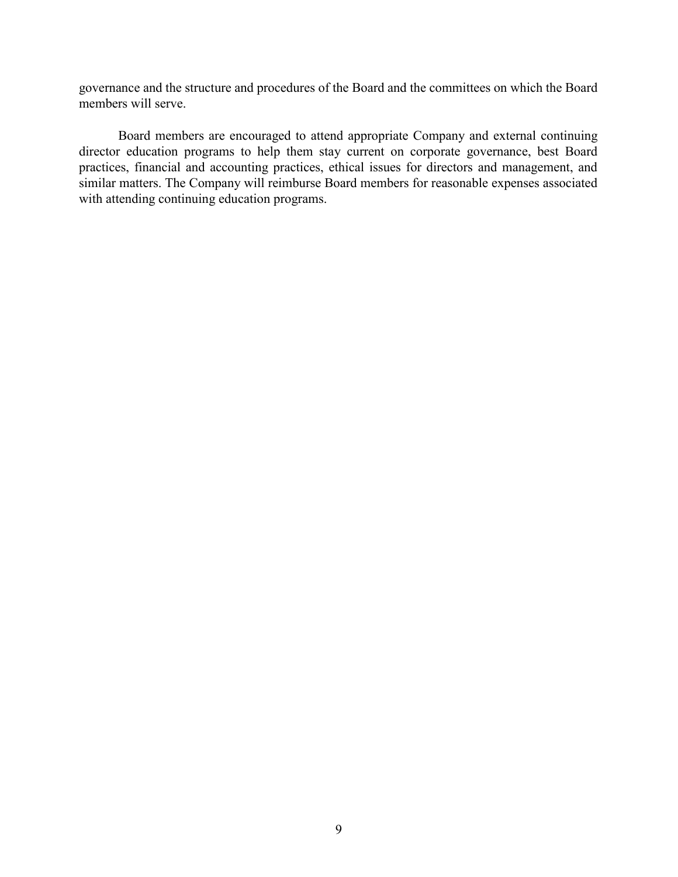governance and the structure and procedures of the Board and the committees on which the Board members will serve.

Board members are encouraged to attend appropriate Company and external continuing director education programs to help them stay current on corporate governance, best Board practices, financial and accounting practices, ethical issues for directors and management, and similar matters. The Company will reimburse Board members for reasonable expenses associated with attending continuing education programs.